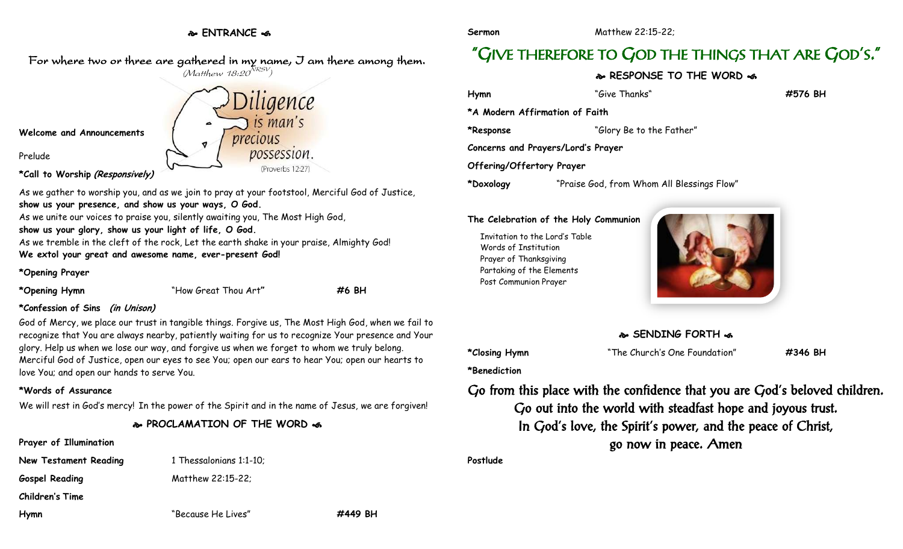## ❧ ENTRANCE ☙

For where two or three are gathered in my name, I am there among them.
*(Matthew 18:20 NRSV)*

Diligence is man's precious possession.
(Proverbs 12:27)

**Welcome and Announcements**

Prelude

***Call to Worship *(Responsively)***

As we gather to worship you, and as we join to pray at your footstool, Merciful God of Justice,
**show us your presence, and show us your ways, O God.**
As we unite our voices to praise you, silently awaiting you, The Most High God,
**show us your glory, show us your light of life, O God.**
As we tremble in the cleft of the rock, Let the earth shake in your praise, Almighty God!
**We extol your great and awesome name, ever-present God!**

***Opening Prayer**

***Opening Hymn** "How Great Thou Art" **#6 BH**

***Confession of Sins *(in Unison)***

God of Mercy, we place our trust in tangible things. Forgive us, The Most High God, when we fail to recognize that You are always nearby, patiently waiting for us to recognize Your presence and Your glory. Help us when we lose our way, and forgive us when we forget to whom we truly belong. Merciful God of Justice, open our eyes to see You; open our ears to hear You; open our hearts to love You; and open our hands to serve You.

***Words of Assurance**

We will rest in God's mercy! In the power of the Spirit and in the name of Jesus, we are forgiven!

## ❧ PROCLAMATION OF THE WORD ☙

**Prayer of Illumination**

**New Testament Reading** 1 Thessalonians 1:1-10;

**Gospel Reading** Matthew 22:15-22;

**Children's Time**

**Hymn** "Because He Lives" **#449 BH**

**Sermon** Matthew 22:15-22;

# "Give therefore to God the things that are God's."

## ❧ RESPONSE TO THE WORD ☙

**Hymn** "Give Thanks" **#576 BH**

***A Modern Affirmation of Faith**

***Response** "Glory Be to the Father"

**Concerns and Prayers/Lord's Prayer**

**Offering/Offertory Prayer**

***Doxology** "Praise God, from Whom All Blessings Flow"

**The Celebration of the Holy Communion**

- Invitation to the Lord's Table
- Words of Institution
- Prayer of Thanksgiving
- Partaking of the Elements
- Post Communion Prayer

## ❧ SENDING FORTH ☙

***Closing Hymn** "The Church's One Foundation" **#346 BH**

***Benediction**

Go from this place with the confidence that you are God's beloved children.
Go out into the world with steadfast hope and joyous trust.
In God's love, the Spirit's power, and the peace of Christ,
go now in peace. Amen

**Postlude**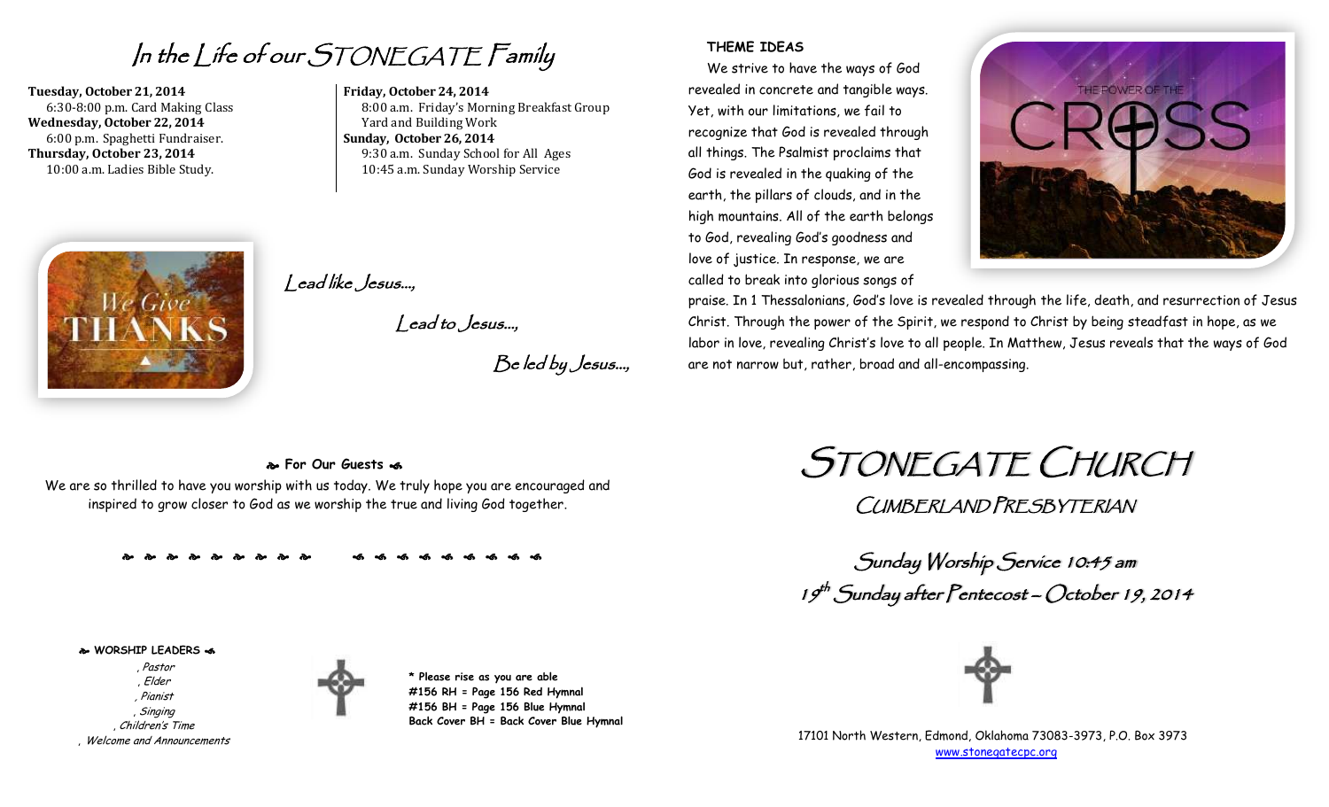# In the Life of our STONEGATE Family

**Tuesday, October 21, 2014**
6:30-8:00 p.m. Card Making Class

**Wednesday, October 22, 2014**
6:00 p.m. Spaghetti Fundraiser.

**Thursday, October 23, 2014**
10:00 a.m. Ladies Bible Study.

**Friday, October 24, 2014**
8:00 a.m. Friday's Morning Breakfast Group
Yard and Building Work

**Sunday, October 26, 2014**
9:30 a.m. Sunday School for All Ages
10:45 a.m. Sunday Worship Service

We Give THANKS

*Lead like Jesus...,*

*Lead to Jesus...,*

*Be led by Jesus...,*

### For Our Guests

We are so thrilled to have you worship with us today. We truly hope you are encouraged and inspired to grow closer to God as we worship the true and living God together.

### WORSHIP LEADERS

*, Pastor*
*, Elder*
*, Pianist*
*, Singing*
*, Children's Time*
*, Welcome and Announcements*

**\* Please rise as you are able**
**#156 RH = Page 156 Red Hymnal**
**#156 BH = Page 156 Blue Hymnal**
**Back Cover BH = Back Cover Blue Hymnal**

**THEME IDEAS**

We strive to have the ways of God revealed in concrete and tangible ways. Yet, with our limitations, we fail to recognize that God is revealed through all things. The Psalmist proclaims that God is revealed in the quaking of the earth, the pillars of clouds, and in the high mountains. All of the earth belongs to God, revealing God's goodness and love of justice. In response, we are called to break into glorious songs of praise. In 1 Thessalonians, God's love is revealed through the life, death, and resurrection of Jesus Christ. Through the power of the Spirit, we respond to Christ by being steadfast in hope, as we labor in love, revealing Christ's love to all people. In Matthew, Jesus reveals that the ways of God are not narrow but, rather, broad and all-encompassing.

THE POWER OF THE CROSS

# STONEGATE CHURCH

## CUMBERLAND PRESBYTERIAN

*Sunday Worship Service 10:45 am*

*19th Sunday after Pentecost – October 19, 2014*

17101 North Western, Edmond, Oklahoma 73083-3973, P.O. Box 3973
www.stonegatecpc.org